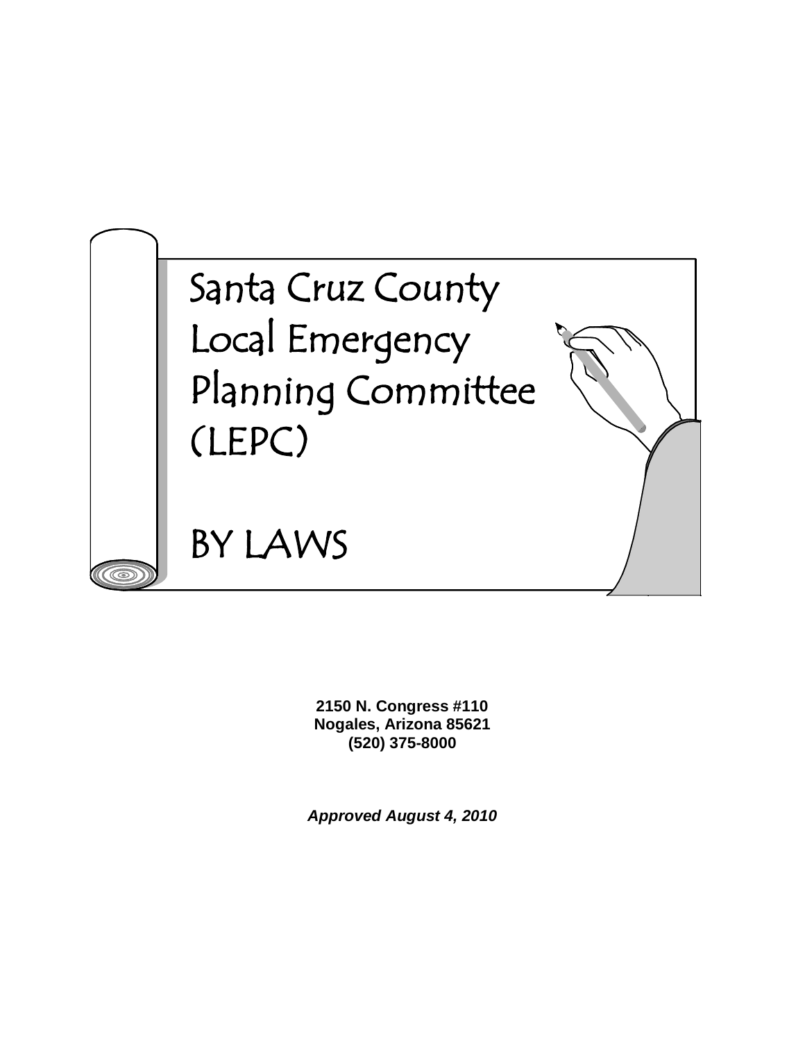# Santa Cruz County Local Emergency Planning Committee (LEPC)

# BY LAWS

**2150 N. Congress #110**
**Nogales, Arizona 85621**
**(520) 375-8000**

***Approved August 4, 2010***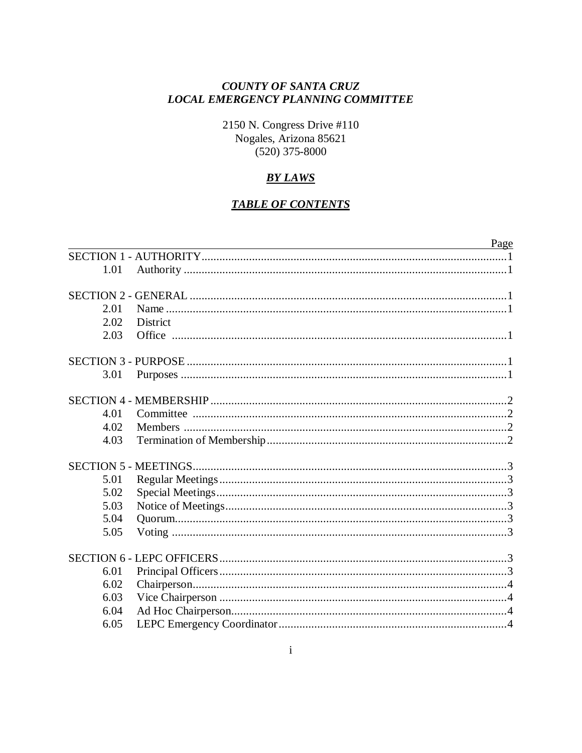***COUNTY OF SANTA CRUZ***
***LOCAL EMERGENCY PLANNING COMMITTEE***

2150 N. Congress Drive #110
Nogales, Arizona 85621
(520) 375-8000

## ***BY LAWS***

## ***TABLE OF CONTENTS***

| | | Page |
|---|---|---|
| SECTION 1 - AUTHORITY | | 1 |
| 1.01 | Authority | 1 |
| SECTION 2 - GENERAL | | 1 |
| 2.01 | Name | 1 |
| 2.02 | District | |
| 2.03 | Office | 1 |
| SECTION 3 - PURPOSE | | 1 |
| 3.01 | Purposes | 1 |
| SECTION 4 - MEMBERSHIP | | 2 |
| 4.01 | Committee | 2 |
| 4.02 | Members | 2 |
| 4.03 | Termination of Membership | 2 |
| SECTION 5 - MEETINGS | | 3 |
| 5.01 | Regular Meetings | 3 |
| 5.02 | Special Meetings | 3 |
| 5.03 | Notice of Meetings | 3 |
| 5.04 | Quorum | 3 |
| 5.05 | Voting | 3 |
| SECTION 6 - LEPC OFFICERS | | 3 |
| 6.01 | Principal Officers | 3 |
| 6.02 | Chairperson | 4 |
| 6.03 | Vice Chairperson | 4 |
| 6.04 | Ad Hoc Chairperson | 4 |
| 6.05 | LEPC Emergency Coordinator | 4 |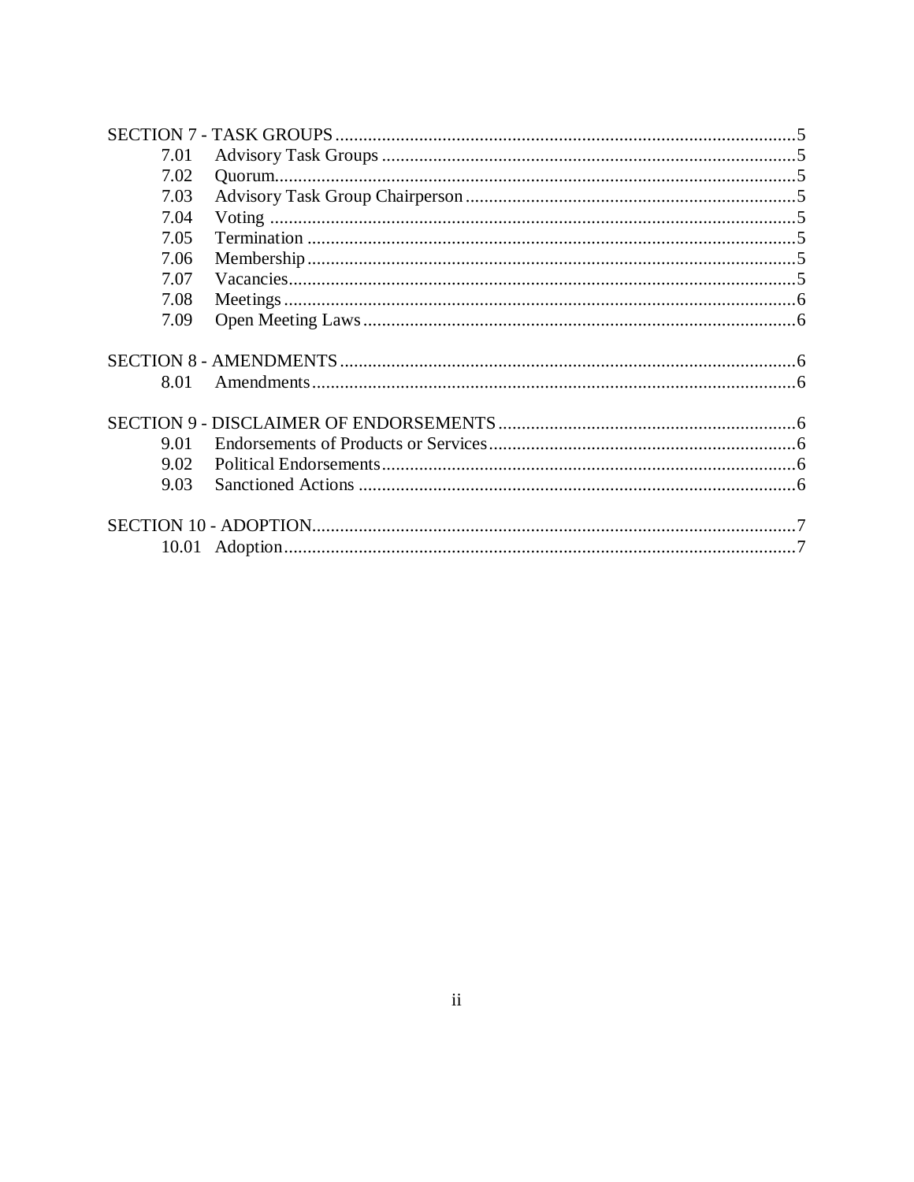SECTION 7 - TASK GROUPS ........ 5

- 7.01 Advisory Task Groups ........ 5
- 7.02 Quorum ........ 5
- 7.03 Advisory Task Group Chairperson ........ 5
- 7.04 Voting ........ 5
- 7.05 Termination ........ 5
- 7.06 Membership ........ 5
- 7.07 Vacancies ........ 5
- 7.08 Meetings ........ 6
- 7.09 Open Meeting Laws ........ 6

SECTION 8 - AMENDMENTS ........ 6

- 8.01 Amendments ........ 6

SECTION 9 - DISCLAIMER OF ENDORSEMENTS ........ 6

- 9.01 Endorsements of Products or Services ........ 6
- 9.02 Political Endorsements ........ 6
- 9.03 Sanctioned Actions ........ 6

SECTION 10 - ADOPTION ........ 7

- 10.01 Adoption ........ 7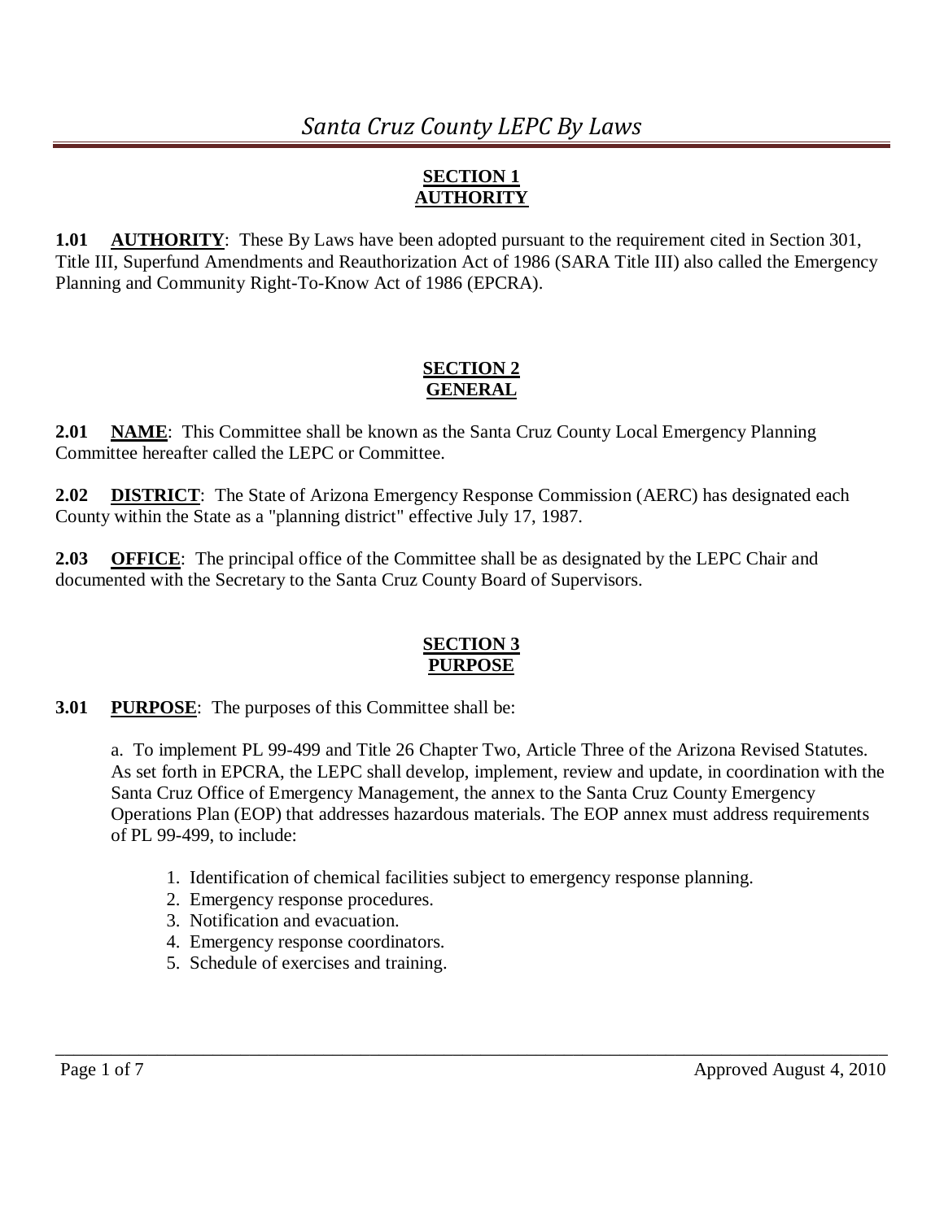# Santa Cruz County LEPC By Laws

## SECTION 1
## AUTHORITY

**1.01 AUTHORITY**: These By Laws have been adopted pursuant to the requirement cited in Section 301, Title III, Superfund Amendments and Reauthorization Act of 1986 (SARA Title III) also called the Emergency Planning and Community Right-To-Know Act of 1986 (EPCRA).

## SECTION 2
## GENERAL

**2.01 NAME**: This Committee shall be known as the Santa Cruz County Local Emergency Planning Committee hereafter called the LEPC or Committee.

**2.02 DISTRICT**: The State of Arizona Emergency Response Commission (AERC) has designated each County within the State as a "planning district" effective July 17, 1987.

**2.03 OFFICE**: The principal office of the Committee shall be as designated by the LEPC Chair and documented with the Secretary to the Santa Cruz County Board of Supervisors.

## SECTION 3
## PURPOSE

**3.01 PURPOSE**: The purposes of this Committee shall be:

a. To implement PL 99-499 and Title 26 Chapter Two, Article Three of the Arizona Revised Statutes. As set forth in EPCRA, the LEPC shall develop, implement, review and update, in coordination with the Santa Cruz Office of Emergency Management, the annex to the Santa Cruz County Emergency Operations Plan (EOP) that addresses hazardous materials. The EOP annex must address requirements of PL 99-499, to include:

1. Identification of chemical facilities subject to emergency response planning.
2. Emergency response procedures.
3. Notification and evacuation.
4. Emergency response coordinators.
5. Schedule of exercises and training.

Approved August 4, 2010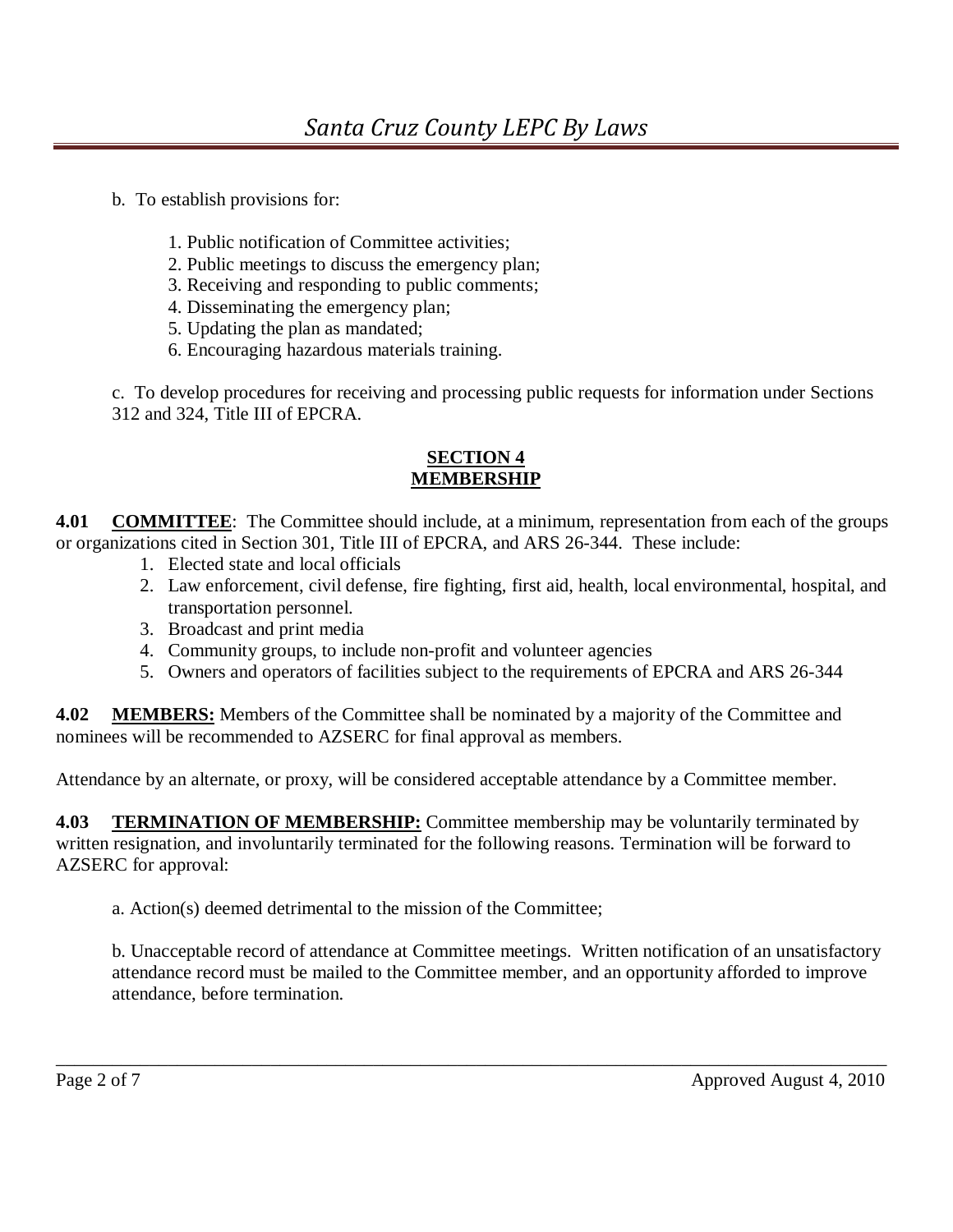b. To establish provisions for:

1. Public notification of Committee activities;
2. Public meetings to discuss the emergency plan;
3. Receiving and responding to public comments;
4. Disseminating the emergency plan;
5. Updating the plan as mandated;
6. Encouraging hazardous materials training.

c. To develop procedures for receiving and processing public requests for information under Sections 312 and 324, Title III of EPCRA.

## SECTION 4
## MEMBERSHIP

**4.01 COMMITTEE**: The Committee should include, at a minimum, representation from each of the groups or organizations cited in Section 301, Title III of EPCRA, and ARS 26-344. These include:

1. Elected state and local officials
2. Law enforcement, civil defense, fire fighting, first aid, health, local environmental, hospital, and transportation personnel.
3. Broadcast and print media
4. Community groups, to include non-profit and volunteer agencies
5. Owners and operators of facilities subject to the requirements of EPCRA and ARS 26-344

**4.02 MEMBERS:** Members of the Committee shall be nominated by a majority of the Committee and nominees will be recommended to AZSERC for final approval as members.

Attendance by an alternate, or proxy, will be considered acceptable attendance by a Committee member.

**4.03 TERMINATION OF MEMBERSHIP:** Committee membership may be voluntarily terminated by written resignation, and involuntarily terminated for the following reasons. Termination will be forward to AZSERC for approval:

a. Action(s) deemed detrimental to the mission of the Committee;

b. Unacceptable record of attendance at Committee meetings. Written notification of an unsatisfactory attendance record must be mailed to the Committee member, and an opportunity afforded to improve attendance, before termination.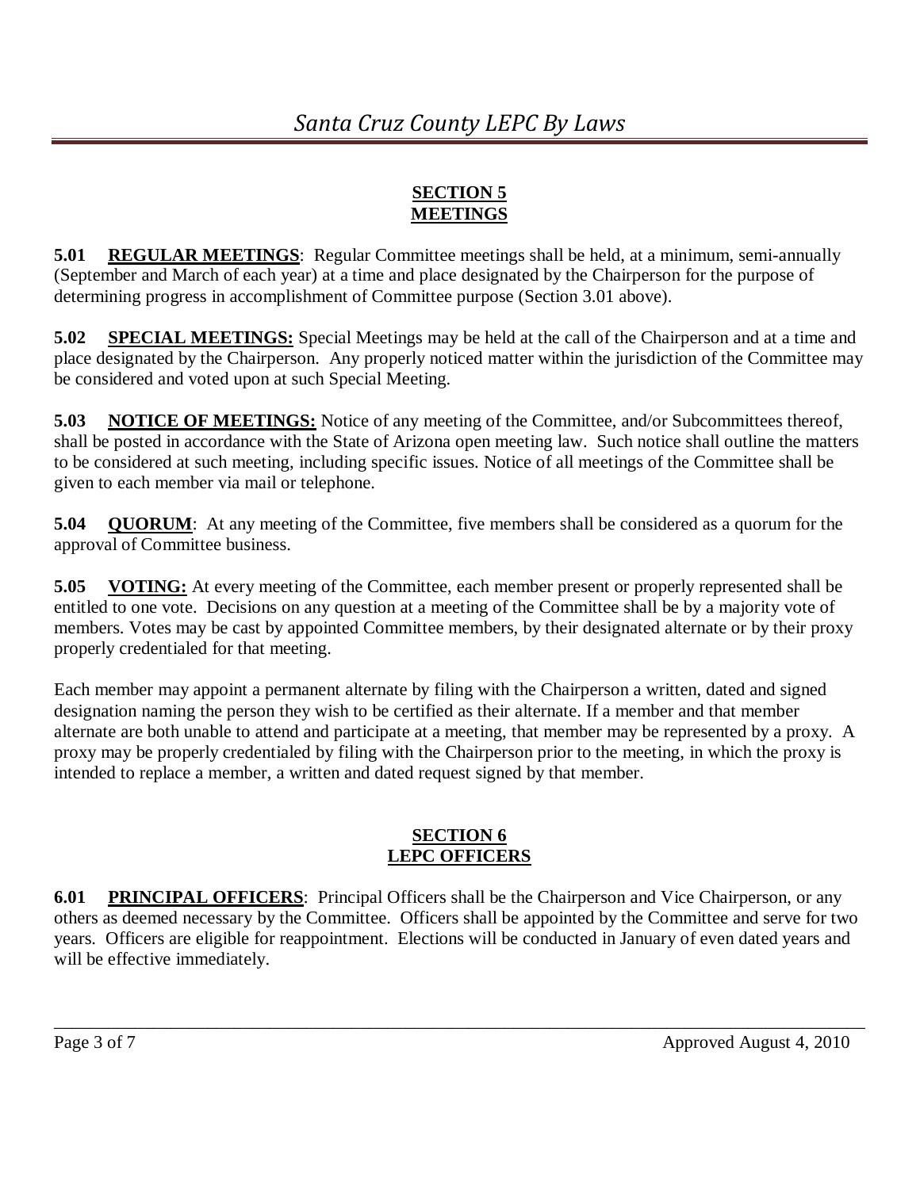## SECTION 5
## MEETINGS

**5.01 REGULAR MEETINGS**: Regular Committee meetings shall be held, at a minimum, semi-annually (September and March of each year) at a time and place designated by the Chairperson for the purpose of determining progress in accomplishment of Committee purpose (Section 3.01 above).

**5.02 SPECIAL MEETINGS:** Special Meetings may be held at the call of the Chairperson and at a time and place designated by the Chairperson. Any properly noticed matter within the jurisdiction of the Committee may be considered and voted upon at such Special Meeting.

**5.03 NOTICE OF MEETINGS:** Notice of any meeting of the Committee, and/or Subcommittees thereof, shall be posted in accordance with the State of Arizona open meeting law. Such notice shall outline the matters to be considered at such meeting, including specific issues. Notice of all meetings of the Committee shall be given to each member via mail or telephone.

**5.04 QUORUM**: At any meeting of the Committee, five members shall be considered as a quorum for the approval of Committee business.

**5.05 VOTING:** At every meeting of the Committee, each member present or properly represented shall be entitled to one vote. Decisions on any question at a meeting of the Committee shall be by a majority vote of members. Votes may be cast by appointed Committee members, by their designated alternate or by their proxy properly credentialed for that meeting.

Each member may appoint a permanent alternate by filing with the Chairperson a written, dated and signed designation naming the person they wish to be certified as their alternate. If a member and that member alternate are both unable to attend and participate at a meeting, that member may be represented by a proxy. A proxy may be properly credentialed by filing with the Chairperson prior to the meeting, in which the proxy is intended to replace a member, a written and dated request signed by that member.

## SECTION 6
## LEPC OFFICERS

**6.01 PRINCIPAL OFFICERS**: Principal Officers shall be the Chairperson and Vice Chairperson, or any others as deemed necessary by the Committee. Officers shall be appointed by the Committee and serve for two years. Officers are eligible for reappointment. Elections will be conducted in January of even dated years and will be effective immediately.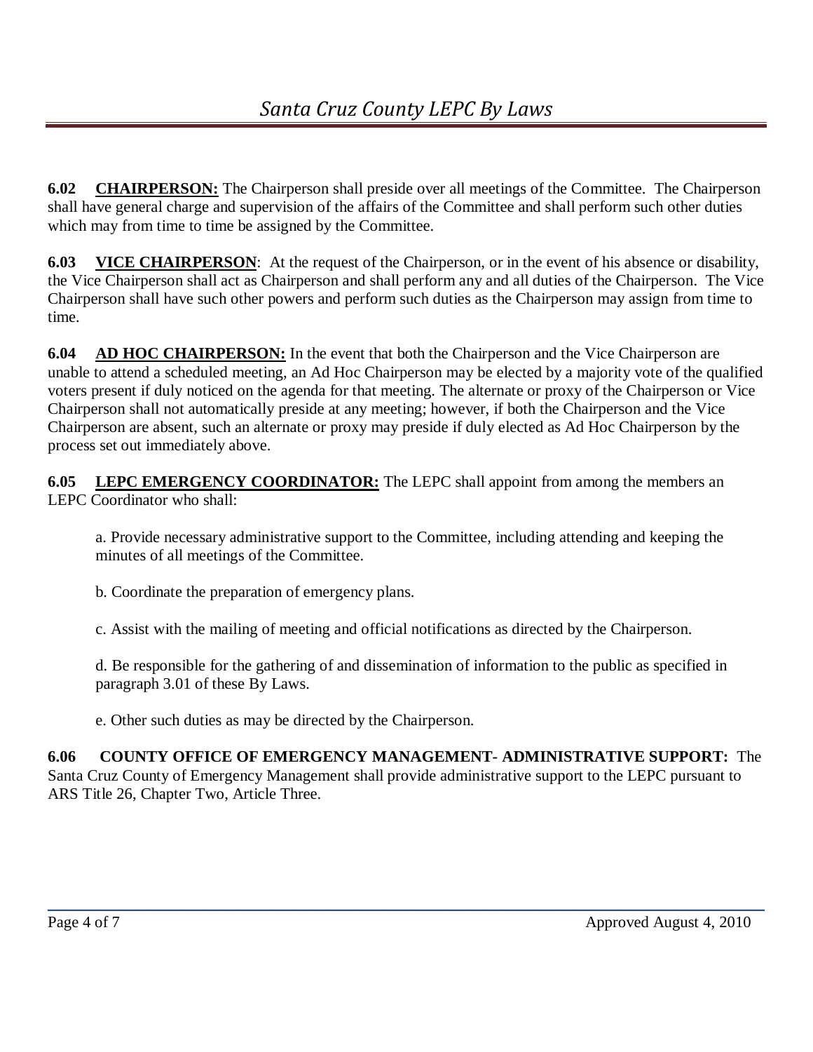**6.02 CHAIRPERSON:** The Chairperson shall preside over all meetings of the Committee. The Chairperson shall have general charge and supervision of the affairs of the Committee and shall perform such other duties which may from time to time be assigned by the Committee.

**6.03 VICE CHAIRPERSON**: At the request of the Chairperson, or in the event of his absence or disability, the Vice Chairperson shall act as Chairperson and shall perform any and all duties of the Chairperson. The Vice Chairperson shall have such other powers and perform such duties as the Chairperson may assign from time to time.

**6.04 AD HOC CHAIRPERSON:** In the event that both the Chairperson and the Vice Chairperson are unable to attend a scheduled meeting, an Ad Hoc Chairperson may be elected by a majority vote of the qualified voters present if duly noticed on the agenda for that meeting. The alternate or proxy of the Chairperson or Vice Chairperson shall not automatically preside at any meeting; however, if both the Chairperson and the Vice Chairperson are absent, such an alternate or proxy may preside if duly elected as Ad Hoc Chairperson by the process set out immediately above.

**6.05 LEPC EMERGENCY COORDINATOR:** The LEPC shall appoint from among the members an LEPC Coordinator who shall:

a. Provide necessary administrative support to the Committee, including attending and keeping the minutes of all meetings of the Committee.

b. Coordinate the preparation of emergency plans.

c. Assist with the mailing of meeting and official notifications as directed by the Chairperson.

d. Be responsible for the gathering of and dissemination of information to the public as specified in paragraph 3.01 of these By Laws.

e. Other such duties as may be directed by the Chairperson.

**6.06 COUNTY OFFICE OF EMERGENCY MANAGEMENT- ADMINISTRATIVE SUPPORT:** The Santa Cruz County of Emergency Management shall provide administrative support to the LEPC pursuant to ARS Title 26, Chapter Two, Article Three.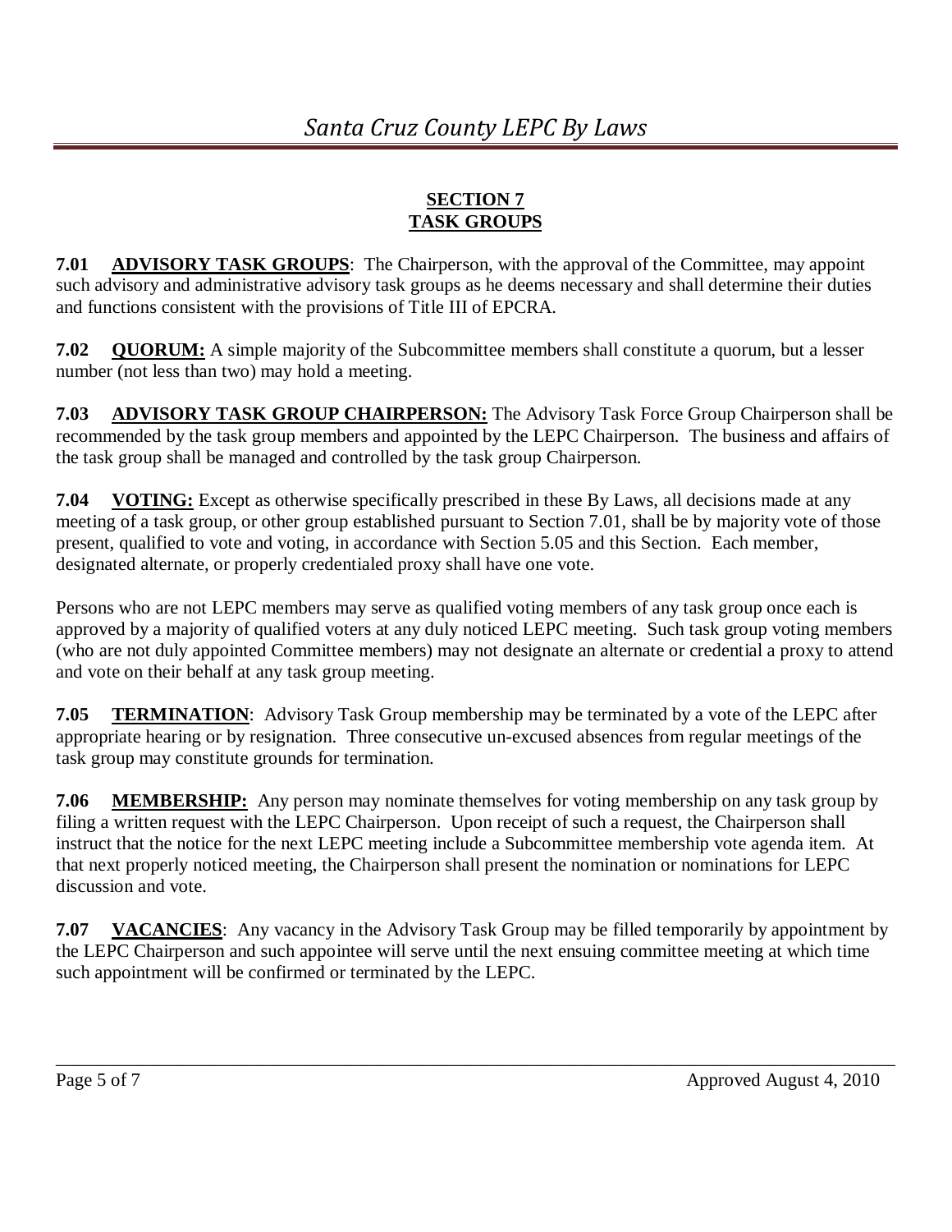## SECTION 7
## TASK GROUPS

**7.01 ADVISORY TASK GROUPS**: The Chairperson, with the approval of the Committee, may appoint such advisory and administrative advisory task groups as he deems necessary and shall determine their duties and functions consistent with the provisions of Title III of EPCRA.

**7.02 QUORUM:** A simple majority of the Subcommittee members shall constitute a quorum, but a lesser number (not less than two) may hold a meeting.

**7.03 ADVISORY TASK GROUP CHAIRPERSON:** The Advisory Task Force Group Chairperson shall be recommended by the task group members and appointed by the LEPC Chairperson. The business and affairs of the task group shall be managed and controlled by the task group Chairperson.

**7.04 VOTING:** Except as otherwise specifically prescribed in these By Laws, all decisions made at any meeting of a task group, or other group established pursuant to Section 7.01, shall be by majority vote of those present, qualified to vote and voting, in accordance with Section 5.05 and this Section. Each member, designated alternate, or properly credentialed proxy shall have one vote.

Persons who are not LEPC members may serve as qualified voting members of any task group once each is approved by a majority of qualified voters at any duly noticed LEPC meeting. Such task group voting members (who are not duly appointed Committee members) may not designate an alternate or credential a proxy to attend and vote on their behalf at any task group meeting.

**7.05 TERMINATION**: Advisory Task Group membership may be terminated by a vote of the LEPC after appropriate hearing or by resignation. Three consecutive un-excused absences from regular meetings of the task group may constitute grounds for termination.

**7.06 MEMBERSHIP:** Any person may nominate themselves for voting membership on any task group by filing a written request with the LEPC Chairperson. Upon receipt of such a request, the Chairperson shall instruct that the notice for the next LEPC meeting include a Subcommittee membership vote agenda item. At that next properly noticed meeting, the Chairperson shall present the nomination or nominations for LEPC discussion and vote.

**7.07 VACANCIES**: Any vacancy in the Advisory Task Group may be filled temporarily by appointment by the LEPC Chairperson and such appointee will serve until the next ensuing committee meeting at which time such appointment will be confirmed or terminated by the LEPC.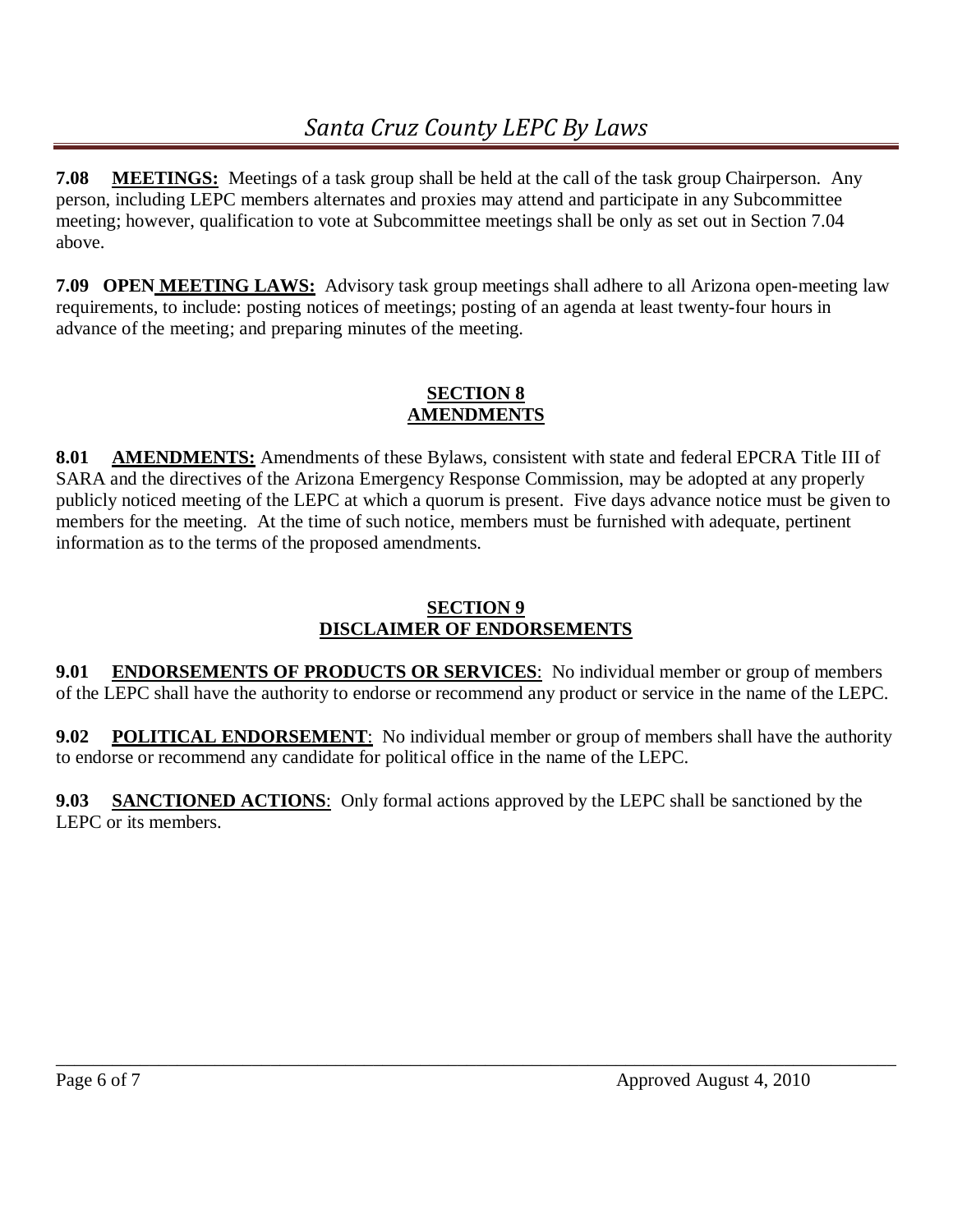**7.08 MEETINGS:** Meetings of a task group shall be held at the call of the task group Chairperson. Any person, including LEPC members alternates and proxies may attend and participate in any Subcommittee meeting; however, qualification to vote at Subcommittee meetings shall be only as set out in Section 7.04 above.

**7.09 OPEN MEETING LAWS:** Advisory task group meetings shall adhere to all Arizona open-meeting law requirements, to include: posting notices of meetings; posting of an agenda at least twenty-four hours in advance of the meeting; and preparing minutes of the meeting.

## SECTION 8
## AMENDMENTS

**8.01 AMENDMENTS:** Amendments of these Bylaws, consistent with state and federal EPCRA Title III of SARA and the directives of the Arizona Emergency Response Commission, may be adopted at any properly publicly noticed meeting of the LEPC at which a quorum is present. Five days advance notice must be given to members for the meeting. At the time of such notice, members must be furnished with adequate, pertinent information as to the terms of the proposed amendments.

## SECTION 9
## DISCLAIMER OF ENDORSEMENTS

**9.01 ENDORSEMENTS OF PRODUCTS OR SERVICES**: No individual member or group of members of the LEPC shall have the authority to endorse or recommend any product or service in the name of the LEPC.

**9.02 POLITICAL ENDORSEMENT**: No individual member or group of members shall have the authority to endorse or recommend any candidate for political office in the name of the LEPC.

**9.03 SANCTIONED ACTIONS**: Only formal actions approved by the LEPC shall be sanctioned by the LEPC or its members.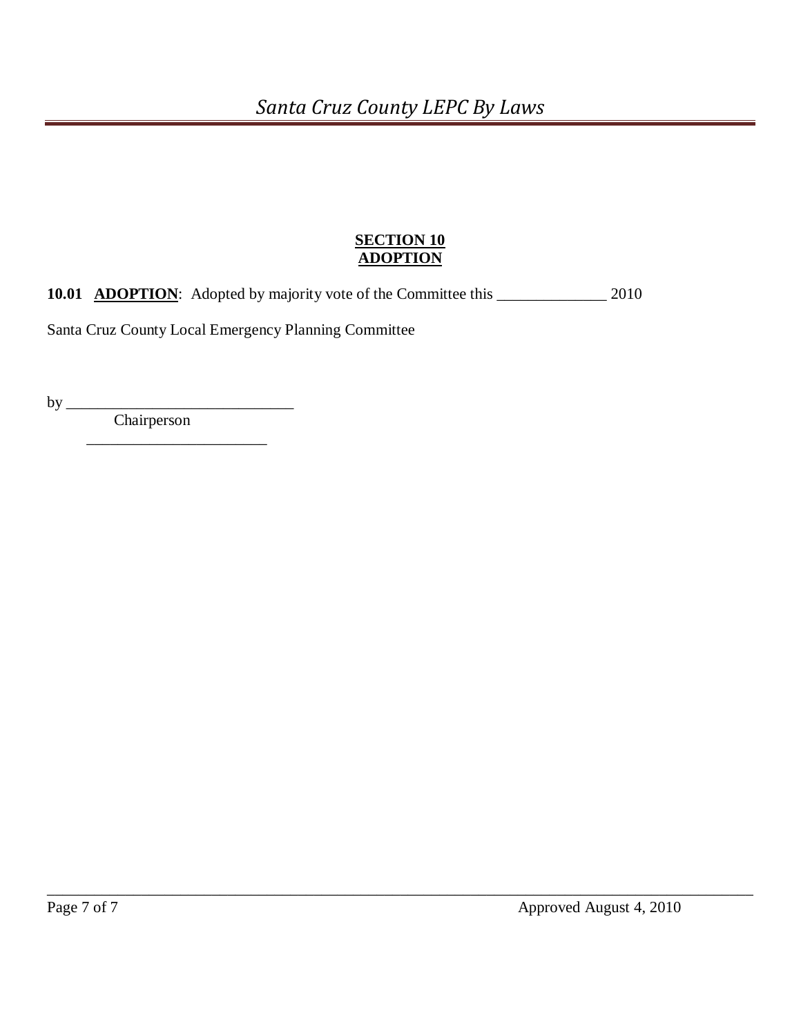## SECTION 10
## ADOPTION

**10.01 ADOPTION**: Adopted by majority vote of the Committee this ______________ 2010

Santa Cruz County Local Emergency Planning Committee

by _____________________________
Chairperson
_______________________

Approved August 4, 2010